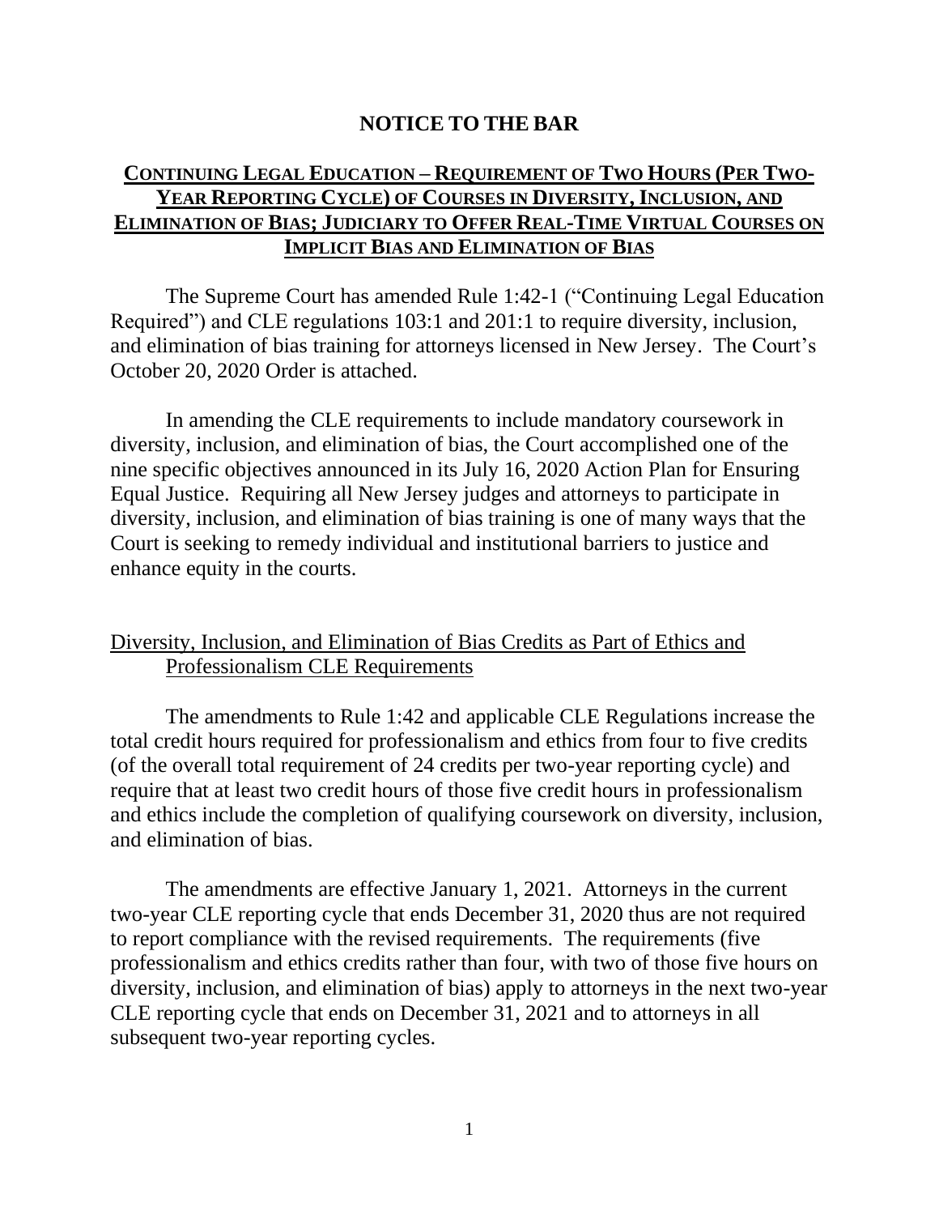# NOTICE TO THE BAR

## CONTINUING LEGAL EDUCATION – REQUIREMENT OF TWO HOURS (PER TWO-YEAR REPORTING CYCLE) OF COURSES IN DIVERSITY, INCLUSION, AND ELIMINATION OF BIAS; JUDICIARY TO OFFER REAL-TIME VIRTUAL COURSES ON IMPLICIT BIAS AND ELIMINATION OF BIAS

The Supreme Court has amended Rule 1:42-1 ("Continuing Legal Education Required") and CLE regulations 103:1 and 201:1 to require diversity, inclusion, and elimination of bias training for attorneys licensed in New Jersey. The Court's October 20, 2020 Order is attached.

In amending the CLE requirements to include mandatory coursework in diversity, inclusion, and elimination of bias, the Court accomplished one of the nine specific objectives announced in its July 16, 2020 Action Plan for Ensuring Equal Justice. Requiring all New Jersey judges and attorneys to participate in diversity, inclusion, and elimination of bias training is one of many ways that the Court is seeking to remedy individual and institutional barriers to justice and enhance equity in the courts.

### Diversity, Inclusion, and Elimination of Bias Credits as Part of Ethics and Professionalism CLE Requirements

The amendments to Rule 1:42 and applicable CLE Regulations increase the total credit hours required for professionalism and ethics from four to five credits (of the overall total requirement of 24 credits per two-year reporting cycle) and require that at least two credit hours of those five credit hours in professionalism and ethics include the completion of qualifying coursework on diversity, inclusion, and elimination of bias.

The amendments are effective January 1, 2021. Attorneys in the current two-year CLE reporting cycle that ends December 31, 2020 thus are not required to report compliance with the revised requirements. The requirements (five professionalism and ethics credits rather than four, with two of those five hours on diversity, inclusion, and elimination of bias) apply to attorneys in the next two-year CLE reporting cycle that ends on December 31, 2021 and to attorneys in all subsequent two-year reporting cycles.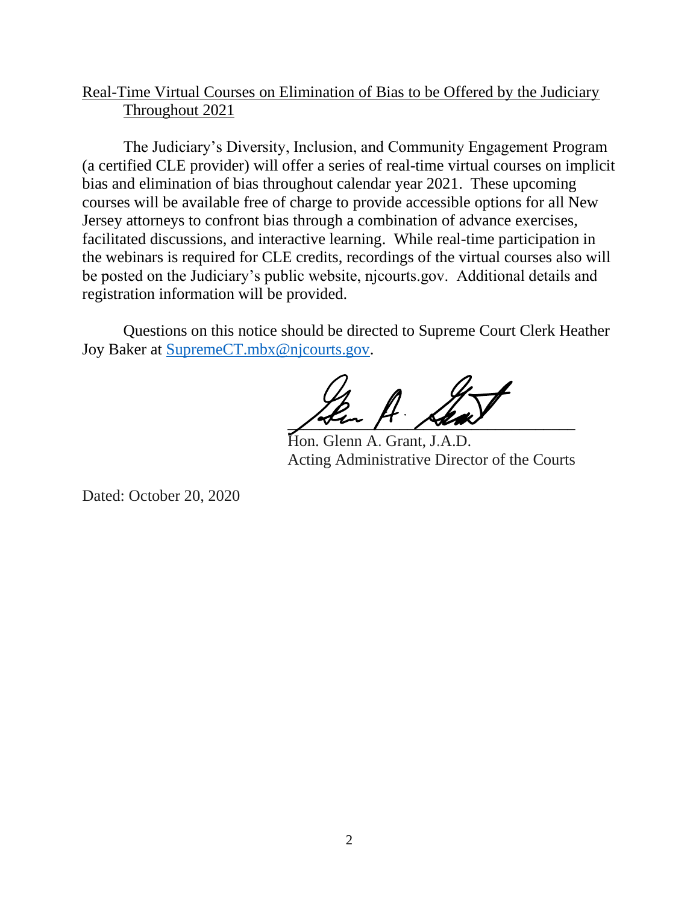Real-Time Virtual Courses on Elimination of Bias to be Offered by the Judiciary Throughout 2021

The Judiciary's Diversity, Inclusion, and Community Engagement Program (a certified CLE provider) will offer a series of real-time virtual courses on implicit bias and elimination of bias throughout calendar year 2021. These upcoming courses will be available free of charge to provide accessible options for all New Jersey attorneys to confront bias through a combination of advance exercises, facilitated discussions, and interactive learning. While real-time participation in the webinars is required for CLE credits, recordings of the virtual courses also will be posted on the Judiciary's public website, njcourts.gov. Additional details and registration information will be provided.

Questions on this notice should be directed to Supreme Court Clerk Heather Joy Baker at SupremeCT.mbx@njcourts.gov.

Hon. Glenn A. Grant, J.A.D.
Acting Administrative Director of the Courts

Dated: October 20, 2020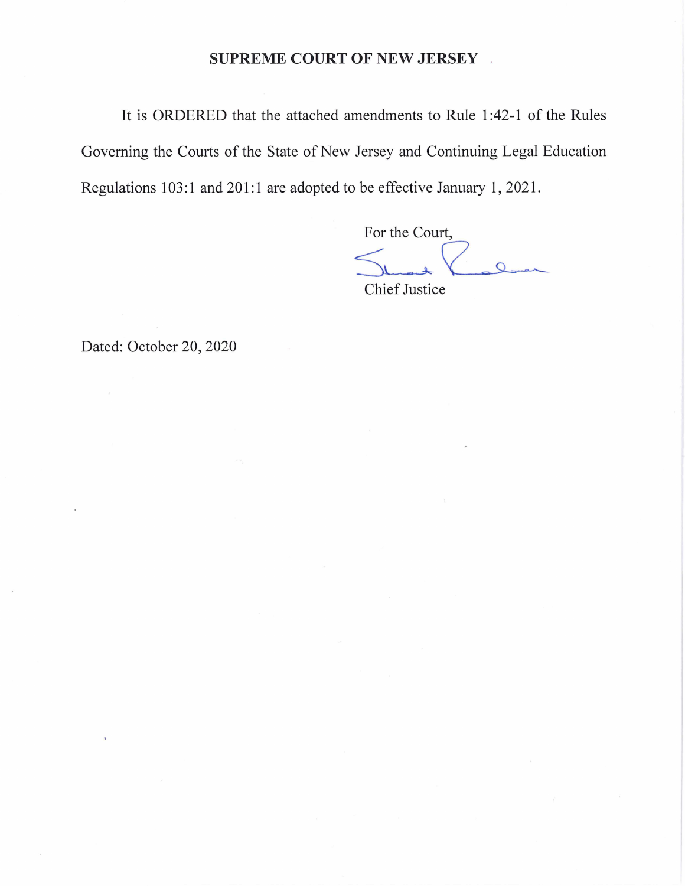**SUPREME COURT OF NEW JERSEY**

It is ORDERED that the attached amendments to Rule 1:42-1 of the Rules Governing the Courts of the State of New Jersey and Continuing Legal Education Regulations 103:1 and 201:1 are adopted to be effective January 1, 2021.

For the Court,

Chief Justice

Dated: October 20, 2020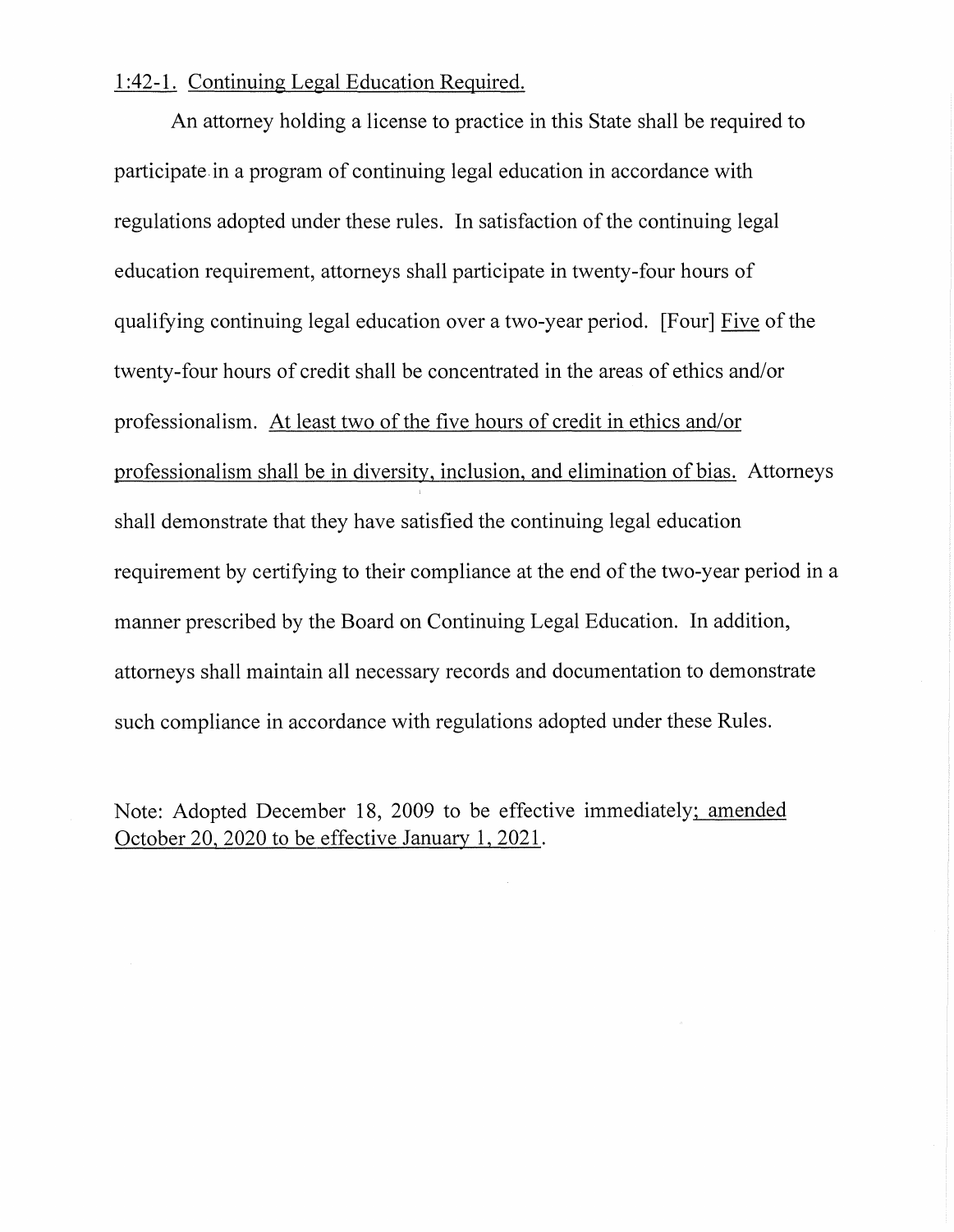<u>1:42-1. Continuing Legal Education Required.</u>

An attorney holding a license to practice in this State shall be required to participate in a program of continuing legal education in accordance with regulations adopted under these rules. In satisfaction of the continuing legal education requirement, attorneys shall participate in twenty-four hours of qualifying continuing legal education over a two-year period. [Four] <u>Five</u> of the twenty-four hours of credit shall be concentrated in the areas of ethics and/or professionalism. <u>At least two of the five hours of credit in ethics and/or professionalism shall be in diversity, inclusion, and elimination of bias.</u> Attorneys shall demonstrate that they have satisfied the continuing legal education requirement by certifying to their compliance at the end of the two-year period in a manner prescribed by the Board on Continuing Legal Education. In addition, attorneys shall maintain all necessary records and documentation to demonstrate such compliance in accordance with regulations adopted under these Rules.

Note: Adopted December 18, 2009 to be effective immediately<u>; amended October 20, 2020 to be effective January 1, 2021</u>.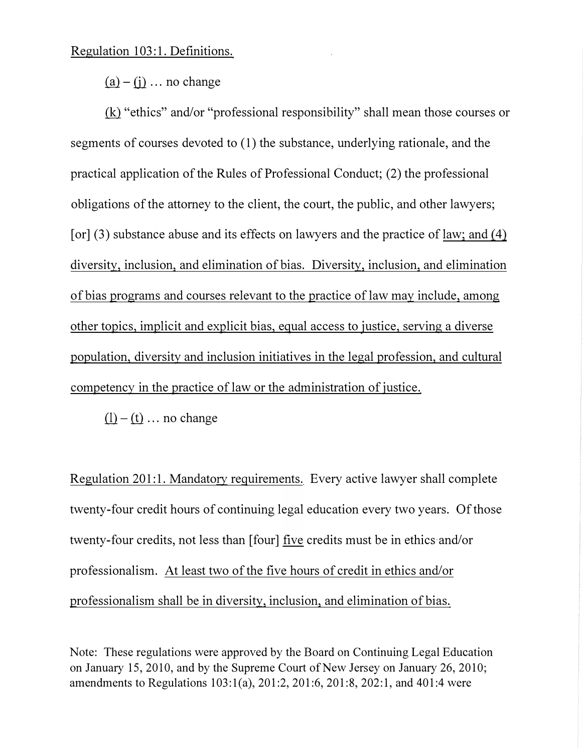Regulation 103:1. Definitions.

(a) – (j) … no change

(k) "ethics" and/or "professional responsibility" shall mean those courses or segments of courses devoted to (1) the substance, underlying rationale, and the practical application of the Rules of Professional Conduct; (2) the professional obligations of the attorney to the client, the court, the public, and other lawyers; [or] (3) substance abuse and its effects on lawyers and the practice of law; and (4) diversity, inclusion, and elimination of bias. Diversity, inclusion, and elimination of bias programs and courses relevant to the practice of law may include, among other topics, implicit and explicit bias, equal access to justice, serving a diverse population, diversity and inclusion initiatives in the legal profession, and cultural competency in the practice of law or the administration of justice.

(l) – (t) … no change

Regulation 201:1. Mandatory requirements. Every active lawyer shall complete twenty-four credit hours of continuing legal education every two years. Of those twenty-four credits, not less than [four] five credits must be in ethics and/or professionalism. At least two of the five hours of credit in ethics and/or professionalism shall be in diversity, inclusion, and elimination of bias.

Note: These regulations were approved by the Board on Continuing Legal Education on January 15, 2010, and by the Supreme Court of New Jersey on January 26, 2010; amendments to Regulations 103:1(a), 201:2, 201:6, 201:8, 202:1, and 401:4 were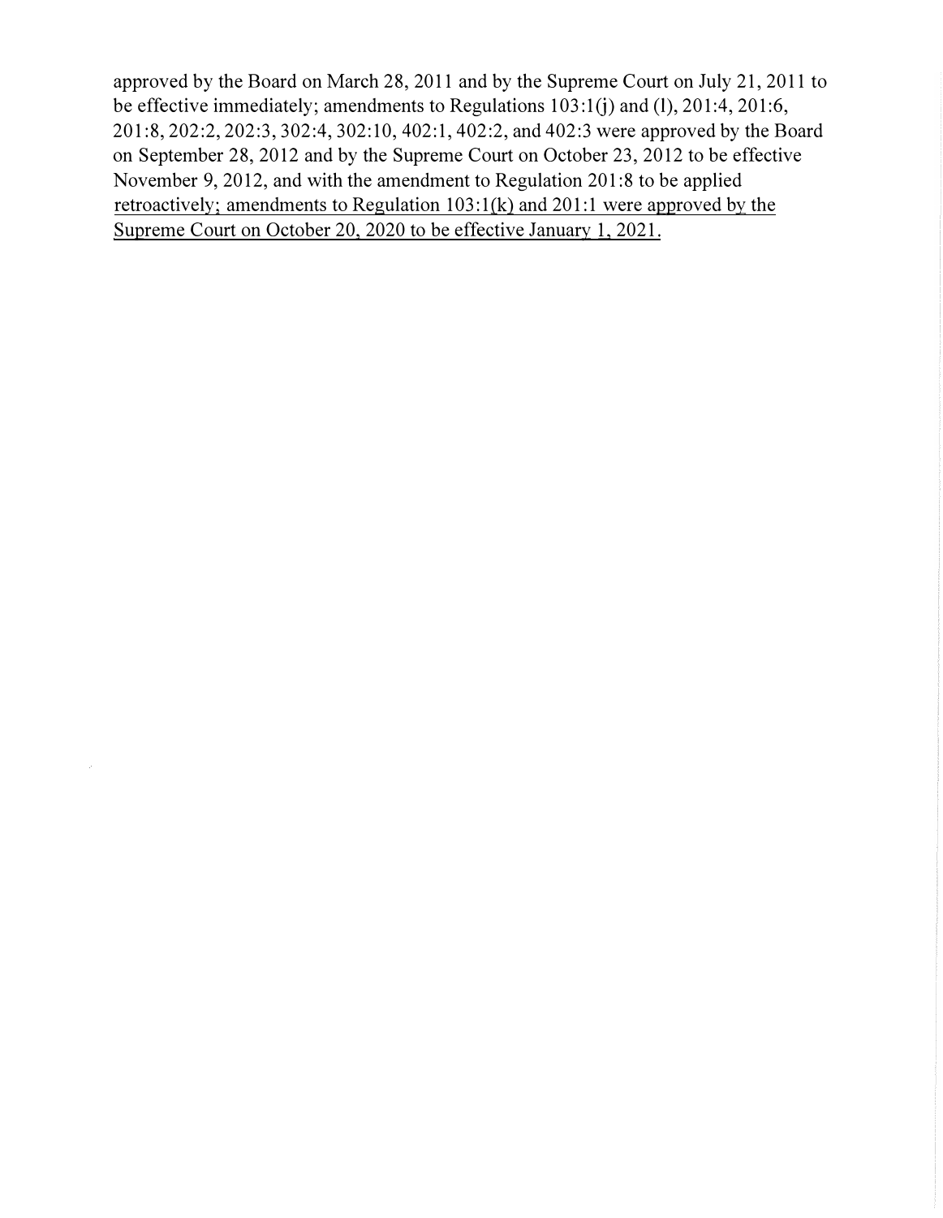approved by the Board on March 28, 2011 and by the Supreme Court on July 21, 2011 to be effective immediately; amendments to Regulations 103:1(j) and (l), 201:4, 201:6, 201:8, 202:2, 202:3, 302:4, 302:10, 402:1, 402:2, and 402:3 were approved by the Board on September 28, 2012 and by the Supreme Court on October 23, 2012 to be effective November 9, 2012, and with the amendment to Regulation 201:8 to be applied <u>retroactively; amendments to Regulation 103:1(k) and 201:1 were approved by the Supreme Court on October 20, 2020 to be effective January 1, 2021.</u>